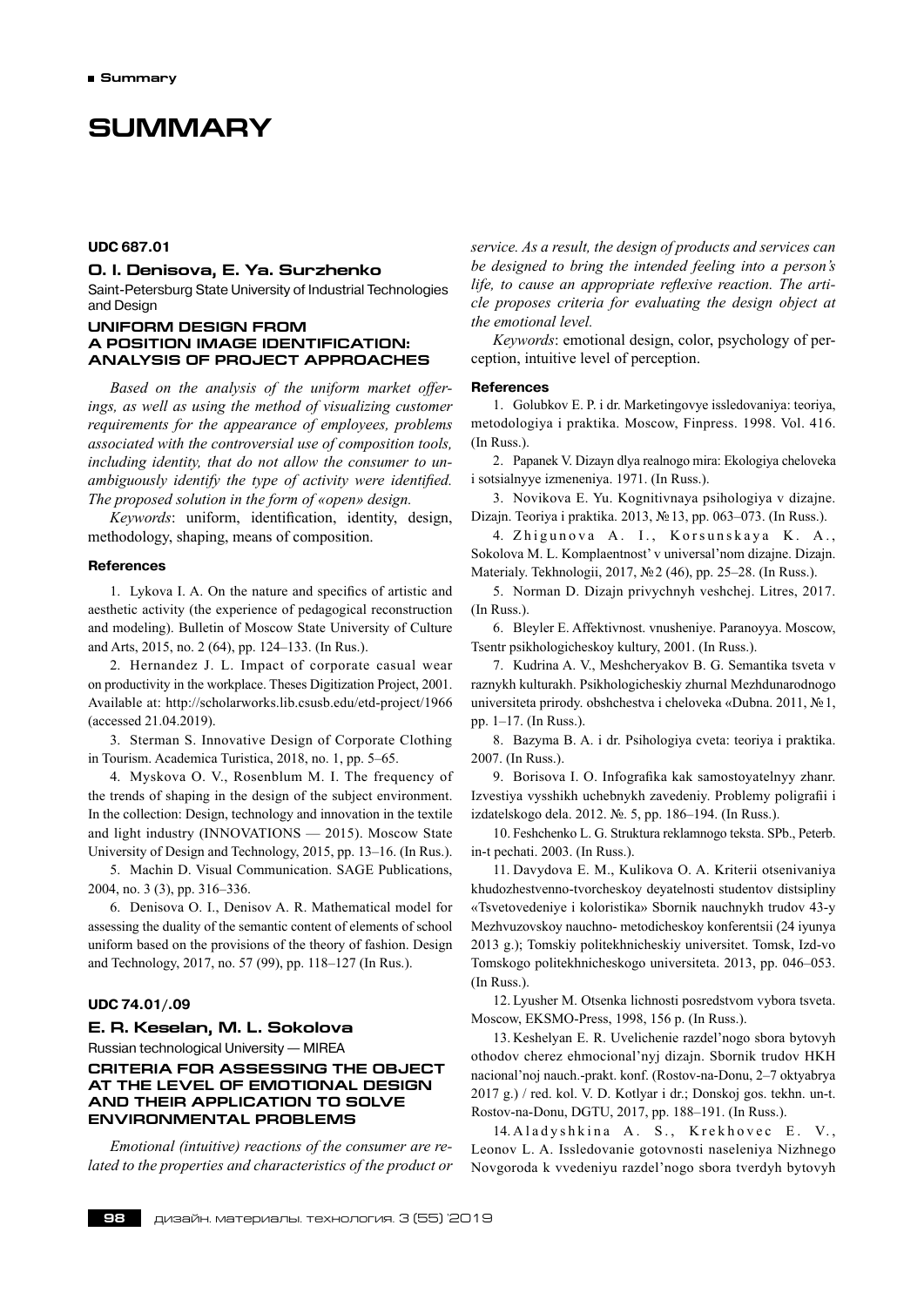# SUMMARY

**UDC 687.01**

### O. I. Denisova, E. Ya. Surzhenko

Saint-Petersburg State University of Industrial Technologies and Design

## UNIFORM DESIGN FROM A POSITION IMAGE IDENTIFICATION: ANALYSIS OF PROJECT APPROACHES

*Based on the analysis of the uniform market offerings, as well as using the method of visualizing customer requirements for the appearance of employees, problems associated with the controversial use of composition tools, including identity, that do not allow the consumer to unambiguously identify the type of activity were identified. The proposed solution in the form of «open» design.*

*Keywords*: uniform, identification, identity, design, methodology, shaping, means of composition.

#### References

1. Lykova I. A. On the nature and specifics of artistic and aesthetic activity (the experience of pedagogical reconstruction and modeling). Bulletin of Moscow State University of Culture and Arts, 2015, no. 2 (64), pp. 124–133. (In Rus.).

2. Hernandez J. L. Impact of corporate casual wear on productivity in the workplace. Theses Digitization Project, 2001. Available at: http://scholarworks.lib.csusb.edu/etd-project/1966 (accessed 21.04.2019).

3. Sterman S. Innovative Design of Corporate Clothing in Tourism. Academica Turistica, 2018, no. 1, pp. 5–65.

4. Myskova O. V., Rosenblum M. I. The frequency of the trends of shaping in the design of the subject environment. In the collection: Design, technology and innovation in the textile and light industry (INNOVATIONS — 2015). Moscow State University of Design and Technology, 2015, pp. 13–16. (In Rus.).

5. Machin D. Visual Communication. SAGE Publications, 2004, no. 3 (3), pp. 316–336.

6. Denisova O. I., Denisov A. R. Mathematical model for assessing the duality of the semantic content of elements of school uniform based on the provisions of the theory of fashion. Design and Technology, 2017, no. 57 (99), pp. 118–127 (In Rus.).

**UDC 74.01/.09**

### E. R. Keselan, M. L. Sokolova

Russian technological University — MIREA

## CRITERIA FOR ASSESSING THE OBJECT AT THE LEVEL OF EMOTIONAL DESIGN AND THEIR APPLICATION TO SOLVE ENVIRONMENTAL PROBLEMS

*Emotional (intuitive) reactions of the consumer are related to the properties and characteristics of the product or service. As a result, the design of products and services can be designed to bring the intended feeling into a person's life, to cause an appropriate reflexive reaction. The article proposes criteria for evaluating the design object at the emotional level.*

*Keywords*: emotional design, color, psychology of perception, intuitive level of perception.

#### References

1. Golubkov E. P. i dr. Marketingovye issledovaniya: teoriya, metodologiya i praktika. Moscow, Finpress. 1998. Vol. 416. (In Russ.).

2. Papanek V. Dizayn dlya realnogo mira: Ekologiya cheloveka i sotsialnyye izmeneniya. 1971. (In Russ.).

3. Novikova E. Yu. Kognitivnaya psihologiya v dizajne. Dizajn. Teoriya i praktika. 2013, №13, pp. 063–073. (In Russ.).

4. Zhigunova A. I., Korsunskaya K. A., Sokolova M. L. Komplaentnost' v universal'nom dizajne. Dizajn. Materialy. Tekhnologii, 2017, №2 (46), pp. 25–28. (In Russ.).

5. Norman D. Dizajn privychnyh veshchej. Litres, 2017. (In Russ.).

6. Bleyler E. Affektivnost. vnusheniye. Paranoyya. Moscow, Tsentr psikhologicheskoy kultury, 2001. (In Russ.).

7. Kudrina A. V., Meshcheryakov B. G. Semantika tsveta v raznykh kulturakh. Psikhologicheskiy zhurnal Mezhdunarodnogo universiteta prirody. obshchestva i cheloveka «Dubna. 2011, №1, pp. 1–17. (In Russ.).

8. Bazyma B. A. i dr. Psihologiya cveta: teoriya i praktika. 2007. (In Russ.).

9. Borisova I. O. Infografika kak samostoyatelnyy zhanr. Izvestiya vysshikh uchebnykh zavedeniy. Problemy poligrafii i izdatelskogo dela. 2012. №. 5, pp. 186–194. (In Russ.).

10. Feshchenko L. G. Struktura reklamnogo teksta. SPb., Peterb. in-t pechati. 2003. (In Russ.).

11. Davydova E. M., Kulikova O. A. Kriterii otsenivaniya khudozhestvenno-tvorcheskoy deyatelnosti studentov distsipliny «Tsvetovedeniye i koloristika» Sbornik nauchnykh trudov 43-y Mezhvuzovskoy nauchno- metodicheskoy konferentsii (24 iyunya 2013 g.); Tomskiy politekhnicheskiy universitet. Tomsk, Izd-vo Tomskogo politekhnicheskogo universiteta. 2013, pp. 046–053. (In Russ.).

12. Lyusher M. Otsenka lichnosti posredstvom vybora tsveta. Moscow, EKSMO-Press, 1998, 156 p. (In Russ.).

13. Keshelyan E. R. Uvelichenie razdel'nogo sbora bytovyh othodov cherez ehmocional'nyj dizajn. Sbornik trudov HKH nacional'noj nauch.-prakt. konf. (Rostov-na-Donu, 2–7 oktyabrya 2017 g.) / red. kol. V. D. Kotlyar i dr.; Donskoj gos. tekhn. un-t. Rostov-na-Donu, DGTU, 2017, pp. 188–191. (In Russ.).

14. Aladyshkina A. S., Krekhovec E. V., Leonov L. A. Issledovanie gotovnosti naseleniya Nizhnego Novgoroda k vvedeniyu razdel'nogo sbora tverdyh bytovyh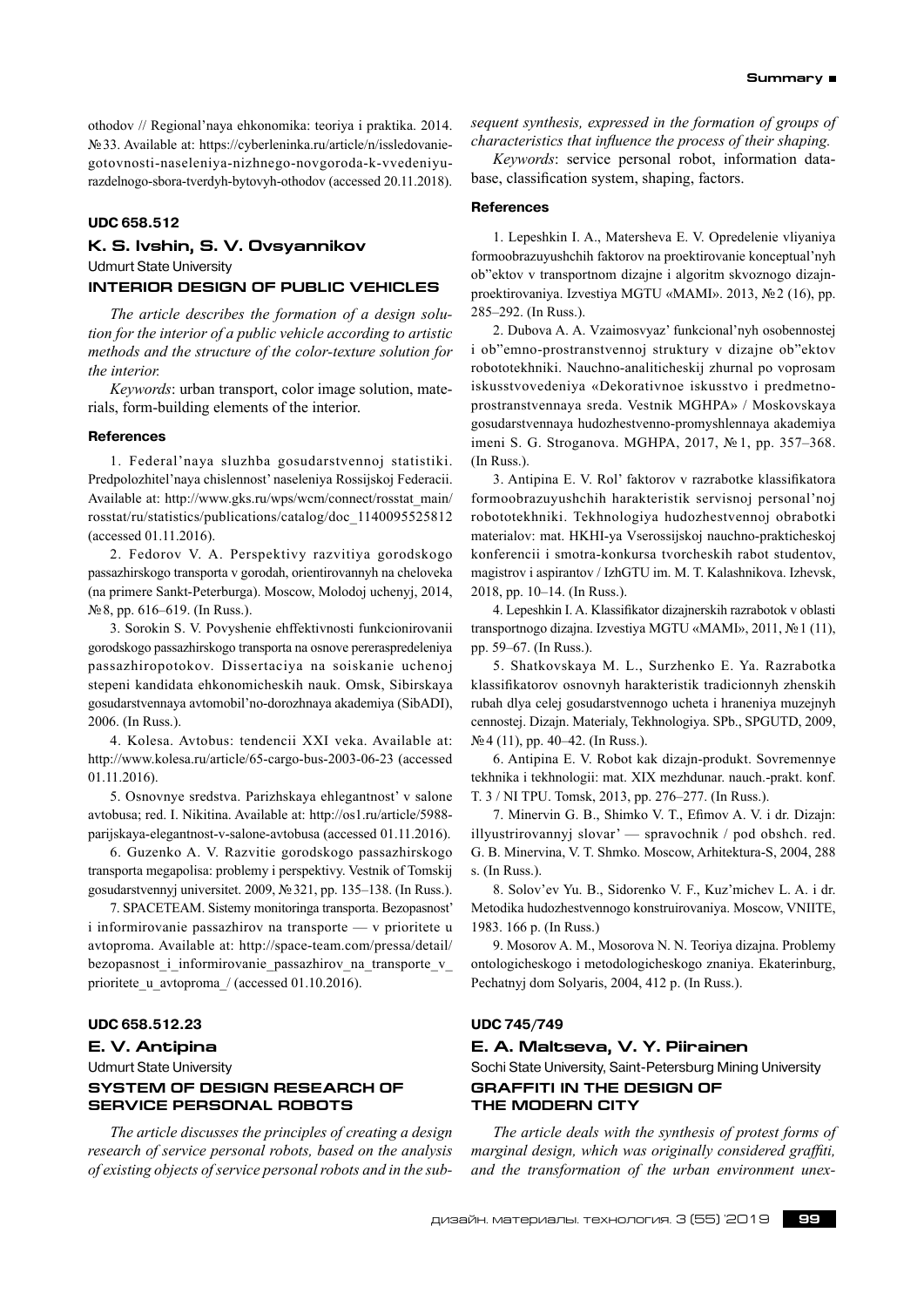othodov // Regional'naya ehkonomika: teoriya i praktika. 2014. №33. Available at: https://cyberleninka.ru/article/n/issledovanie-gotovnosti-naseleniya-nizhnego-novgoroda-k-vvedeniyu-razdelnogo-sbora-tverdyh-bytovyh-othodov (accessed 20.11.2018).

**UDC 658.512**

## K. S. Ivshin, S. V. Ovsyannikov

Udmurt State University

### INTERIOR DESIGN OF PUBLIC VEHICLES

*The article describes the formation of a design solution for the interior of a public vehicle according to artistic methods and the structure of the color-texture solution for the interior.*

*Keywords*: urban transport, color image solution, materials, form-building elements of the interior.

#### References

1. Federal'naya sluzhba gosudarstvennoj statistiki. Predpolozhitel'naya chislennost' naseleniya Rossijskoj Federacii. Available at: http://www.gks.ru/wps/wcm/connect/rosstat_main/rosstat/ru/statistics/publications/catalog/doc_1140095525812 (accessed 01.11.2016).

2. Fedorov V. A. Perspektivy razvitiya gorodskogo passazhirskogo transporta v gorodah, orientirovannyh na cheloveka (na primere Sankt-Peterburga). Moscow, Molodoj uchenyj, 2014, №8, pp. 616–619. (In Russ.).

3. Sorokin S. V. Povyshenie ehffektivnosti funkcionirovanii gorodskogo passazhirskogo transporta na osnove pereraspredeleniya passazhiropotokov. Dissertaciya na soiskanie uchenoj stepeni kandidata ehkonomicheskih nauk. Omsk, Sibirskaya gosudarstvennaya avtomobil'no-dorozhnaya akademiya (SibADI), 2006. (In Russ.).

4. Kolesa. Avtobus: tendencii XXI veka. Available at: http://www.kolesa.ru/article/65-cargo-bus-2003-06-23 (accessed 01.11.2016).

5. Osnovnye sredstva. Parizhskaya ehlegantnost' v salone avtobusa; red. I. Nikitina. Available at: http://os1.ru/article/5988-parijskaya-elegantnost-v-salone-avtobusa (accessed 01.11.2016).

6. Guzenko A. V. Razvitie gorodskogo passazhirskogo transporta megapolisa: problemy i perspektivy. Vestnik of Tomskij gosudarstvennyj universitet. 2009, №321, pp. 135–138. (In Russ.).

7. SPACETEAM. Sistemy monitoringa transporta. Bezopasnost' i informirovanie passazhirov na transporte — v prioritete u avtoproma. Available at: http://space-team.com/pressa/detail/bezopasnost_i_informirovanie_passazhirov_na_transporte_v_prioritete_u_avtoproma_/ (accessed 01.10.2016).

**UDC 658.512.23**

## E. V. Antipina

Udmurt State University

### SYSTEM OF DESIGN RESEARCH OF SERVICE PERSONAL ROBOTS

*The article discusses the principles of creating a design research of service personal robots, based on the analysis of existing objects of service personal robots and in the subsequent synthesis, expressed in the formation of groups of characteristics that influence the process of their shaping.*

*Keywords*: service personal robot, information database, classification system, shaping, factors.

#### References

1. Lepeshkin I. A., Matersheva E. V. Opredelenie vliyaniya formoobrazuyushchih faktorov na proektirovanie konceptual'nyh ob"ektov v transportnom dizajne i algoritm skvoznogo dizajn-proektirovaniya. Izvestiya MGTU «MAMI». 2013, №2 (16), pp. 285–292. (In Russ.).

2. Dubova A. A. Vzaimosvyaz' funkcional'nyh osobennostej i ob"emno-prostranstvennoj struktury v dizajne ob"ektov robototekhniki. Nauchno-analiticheskij zhurnal po voprosam iskusstvovedeniya «Dekorativnoe iskusstvo i predmetno-prostranstvennaya sreda. Vestnik MGHPA» / Moskovskaya gosudarstvennaya hudozhestvenno-promyshlennaya akademiya imeni S. G. Stroganova. MGHPA, 2017, №1, pp. 357–368. (In Russ.).

3. Antipina E. V. Rol' faktorov v razrabotke klassifikatora formoobrazuyushchih harakteristik servisnoj personal'noj robototekhniki. Tekhnologiya hudozhestvennoj obrabotki materialov: mat. HKHI-ya Vserossijskoj nauchno-prakticheskoj konferencii i smotra-konkursa tvorcheskih rabot studentov, magistrov i aspirantov / IzhGTU im. M. T. Kalashnikova. Izhevsk, 2018, pp. 10–14. (In Russ.).

4. Lepeshkin I. A. Klassifikator dizajnerskih razrabotok v oblasti transportnogo dizajna. Izvestiya MGTU «MAMI», 2011, №1 (11), pp. 59–67. (In Russ.).

5. Shatkovskaya M. L., Surzhenko E. Ya. Razrabotka klassifikatorov osnovnyh harakteristik tradicionnyh zhenskih rubah dlya celej gosudarstvennogo ucheta i hraneniya muzejnyh cennostej. Dizajn. Materialy, Tekhnologiya. SPb., SPGUTD, 2009, №4 (11), pp. 40–42. (In Russ.).

6. Antipina E. V. Robot kak dizajn-produkt. Sovremennye tekhnika i tekhnologii: mat. XIX mezhdunar. nauch.-prakt. konf. T. 3 / NI TPU. Tomsk, 2013, pp. 276–277. (In Russ.).

7. Minervin G. B., Shimko V. T., Efimov A. V. i dr. Dizajn: illyustrirovannyj slovar' — spravochnik / pod obshch. red. G. B. Minervina, V. T. Shmko. Moscow, Arhitektura-S, 2004, 288 s. (In Russ.).

8. Solov'ev Yu. B., Sidorenko V. F., Kuz'michev L. A. i dr. Metodika hudozhestvennogo konstruirovaniya. Moscow, VNIITE, 1983. 166 p. (In Russ.)

9. Mosorov A. M., Mosorova N. N. Teoriya dizajna. Problemy ontologicheskogo i metodologicheskogo znaniya. Ekaterinburg, Pechatnyj dom Solyaris, 2004, 412 p. (In Russ.).

**UDC 745/749**

## E. A. Maltseva, V. Y. Piirainen

Sochi State University, Saint-Petersburg Mining University

### GRAFFITI IN THE DESIGN OF THE MODERN CITY

*The article deals with the synthesis of protest forms of marginal design, which was originally considered graffiti, and the transformation of the urban environment unex-*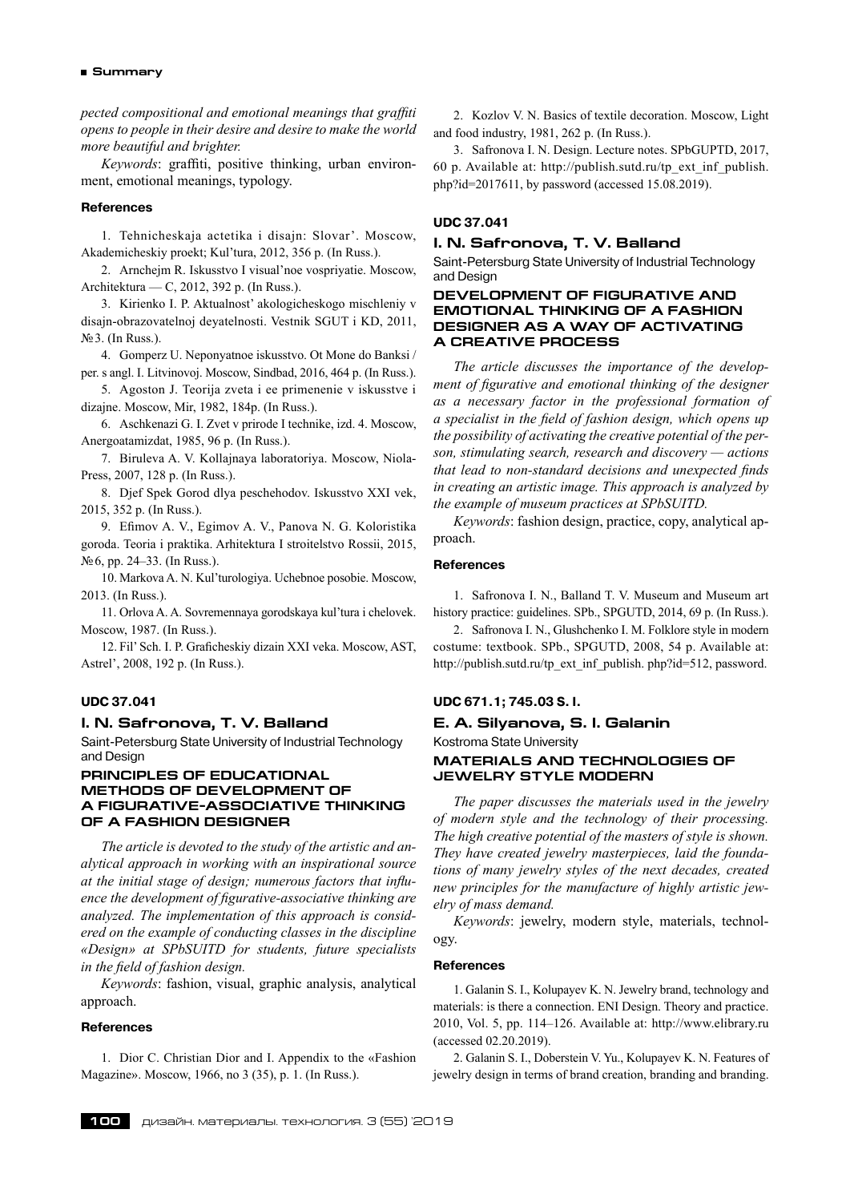*pected compositional and emotional meanings that graffiti opens to people in their desire and desire to make the world more beautiful and brighter.*

*Keywords*: graffiti, positive thinking, urban environment, emotional meanings, typology.

#### References

1. Tehnicheskaja actetika i disajn: Slovar'. Moscow, Akademicheskiy proekt; Kul'tura, 2012, 356 p. (In Russ.).
2. Arnchejm R. Iskusstvo I visual'noe vospriyatie. Moscow, Architektura — C, 2012, 392 p. (In Russ.).
3. Kirienko I. P. Aktualnost' akologicheskogo mischleniy v disajn-obrazovatelnoj deyatelnosti. Vestnik SGUT i KD, 2011, №3. (In Russ.).
4. Gomperz U. Neponyatnoe iskusstvo. Ot Mone do Banksi / per. s angl. I. Litvinovoj. Moscow, Sindbad, 2016, 464 p. (In Russ.).
5. Agoston J. Teorija zveta i ee primenenie v iskusstve i dizajne. Moscow, Mir, 1982, 184p. (In Russ.).
6. Aschkenazi G. I. Zvet v prirode I technike, izd. 4. Moscow, Anergoatamizdat, 1985, 96 p. (In Russ.).
7. Biruleva A. V. Kollajnaya laboratoriya. Moscow, Niola-Press, 2007, 128 p. (In Russ.).
8. Djef Spek Gorod dlya peschehodov. Iskusstvo XXI vek, 2015, 352 p. (In Russ.).
9. Efimov A. V., Egimov A. V., Panova N. G. Koloristika goroda. Teoria i praktika. Arhitektura I stroitelstvo Rossii, 2015, №6, pp. 24–33. (In Russ.).
10. Markova A. N. Kul'turologiya. Uchebnoe posobie. Moscow, 2013. (In Russ.).
11. Orlova A. A. Sovremennaya gorodskaya kul'tura i chelovek. Moscow, 1987. (In Russ.).
12. Fil' Sch. I. P. Graficheskiy dizain XXI veka. Moscow, AST, Astrel', 2008, 192 p. (In Russ.).

**UDC 37.041**

### I. N. Safronova, T. V. Balland

Saint-Petersburg State University of Industrial Technology and Design

## PRINCIPLES OF EDUCATIONAL METHODS OF DEVELOPMENT OF A FIGURATIVE-ASSOCIATIVE THINKING OF A FASHION DESIGNER

*The article is devoted to the study of the artistic and analytical approach in working with an inspirational source at the initial stage of design; numerous factors that influence the development of figurative-associative thinking are analyzed. The implementation of this approach is considered on the example of conducting classes in the discipline «Design» at SPbSUITD for students, future specialists in the field of fashion design.*

*Keywords*: fashion, visual, graphic analysis, analytical approach.

#### References

1. Dior C. Christian Dior and I. Appendix to the «Fashion Magazine». Moscow, 1966, no 3 (35), p. 1. (In Russ.).
2. Kozlov V. N. Basics of textile decoration. Moscow, Light and food industry, 1981, 262 p. (In Russ.).
3. Safronova I. N. Design. Lecture notes. SPbGUPTD, 2017, 60 p. Available at: http://publish.sutd.ru/tp_ext_inf_publish.php?id=2017611, by password (accessed 15.08.2019).

**UDC 37.041**

### I. N. Safronova, T. V. Balland

Saint-Petersburg State University of Industrial Technology and Design

## DEVELOPMENT OF FIGURATIVE AND EMOTIONAL THINKING OF A FASHION DESIGNER AS A WAY OF ACTIVATING A CREATIVE PROCESS

*The article discusses the importance of the development of figurative and emotional thinking of the designer as a necessary factor in the professional formation of a specialist in the field of fashion design, which opens up the possibility of activating the creative potential of the person, stimulating search, research and discovery — actions that lead to non-standard decisions and unexpected finds in creating an artistic image. This approach is analyzed by the example of museum practices at SPbSUITD.*

*Keywords*: fashion design, practice, copy, analytical approach.

#### References

1. Safronova I. N., Balland T. V. Museum and Museum art history practice: guidelines. SPb., SPGUTD, 2014, 69 p. (In Russ.).
2. Safronova I. N., Glushchenko I. M. Folklore style in modern costume: textbook. SPb., SPGUTD, 2008, 54 p. Available at: http://publish.sutd.ru/tp_ext_inf_publish. php?id=512, password.

**UDC 671.1; 745.03 S. I.**

### E. A. Silyanova, S. I. Galanin

Kostroma State University

## MATERIALS AND TECHNOLOGIES OF JEWELRY STYLE MODERN

*The paper discusses the materials used in the jewelry of modern style and the technology of their processing. The high creative potential of the masters of style is shown. They have created jewelry masterpieces, laid the foundations of many jewelry styles of the next decades, created new principles for the manufacture of highly artistic jewelry of mass demand.*

*Keywords*: jewelry, modern style, materials, technology.

#### References

1. Galanin S. I., Kolupayev K. N. Jewelry brand, technology and materials: is there a connection. ENI Design. Theory and practice. 2010, Vol. 5, pp. 114–126. Available at: http://www.elibrary.ru (accessed 02.20.2019).
2. Galanin S. I., Doberstein V. Yu., Kolupayev K. N. Features of jewelry design in terms of brand creation, branding and branding.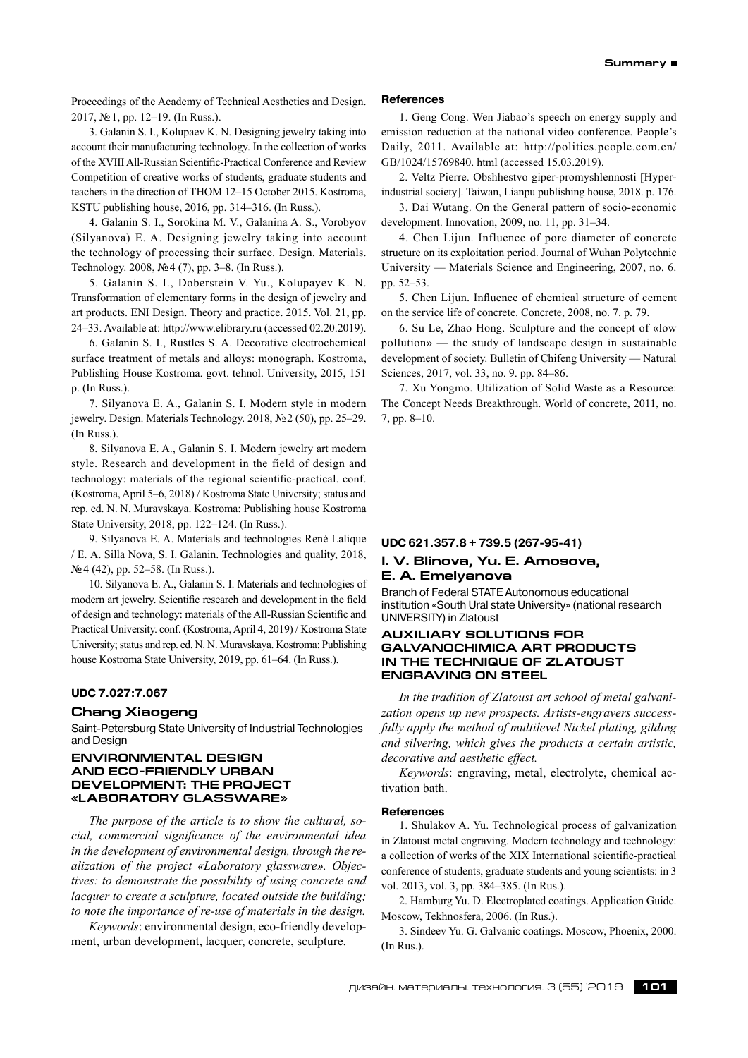Proceedings of the Academy of Technical Aesthetics and Design. 2017, №1, pp. 12–19. (In Russ.).

3. Galanin S. I., Kolupaev K. N. Designing jewelry taking into account their manufacturing technology. In the collection of works of the XVIII All-Russian Scientific-Practical Conference and Review Competition of creative works of students, graduate students and teachers in the direction of THOM 12–15 October 2015. Kostroma, KSTU publishing house, 2016, pp. 314–316. (In Russ.).

4. Galanin S. I., Sorokina M. V., Galanina A. S., Vorobyov (Silyanova) E. A. Designing jewelry taking into account the technology of processing their surface. Design. Materials. Technology. 2008, №4 (7), pp. 3–8. (In Russ.).

5. Galanin S. I., Doberstein V. Yu., Kolupayev K. N. Transformation of elementary forms in the design of jewelry and art products. ENI Design. Theory and practice. 2015. Vol. 21, pp. 24–33. Available at: http://www.elibrary.ru (accessed 02.20.2019).

6. Galanin S. I., Rustles S. A. Decorative electrochemical surface treatment of metals and alloys: monograph. Kostroma, Publishing House Kostroma. govt. tehnol. University, 2015, 151 p. (In Russ.).

7. Silyanova E. A., Galanin S. I. Modern style in modern jewelry. Design. Materials Technology. 2018, №2 (50), pp. 25–29. (In Russ.).

8. Silyanova E. A., Galanin S. I. Modern jewelry art modern style. Research and development in the field of design and technology: materials of the regional scientific-practical. conf. (Kostroma, April 5–6, 2018) / Kostroma State University; status and rep. ed. N. N. Muravskaya. Kostroma: Publishing house Kostroma State University, 2018, pp. 122–124. (In Russ.).

9. Silyanova E. A. Materials and technologies René Lalique / E. A. Silla Nova, S. I. Galanin. Technologies and quality, 2018, №4 (42), pp. 52–58. (In Russ.).

10. Silyanova E. A., Galanin S. I. Materials and technologies of modern art jewelry. Scientific research and development in the field of design and technology: materials of the All-Russian Scientific and Practical University. conf. (Kostroma, April 4, 2019) / Kostroma State University; status and rep. ed. N. N. Muravskaya. Kostroma: Publishing house Kostroma State University, 2019, pp. 61–64. (In Russ.).

**UDC 7.027:7.067**

## Chang Xiaogeng

Saint-Petersburg State University of Industrial Technologies and Design

### ENVIRONMENTAL DESIGN AND ECO-FRIENDLY URBAN DEVELOPMENT: THE PROJECT «LABORATORY GLASSWARE»

*The purpose of the article is to show the cultural, social, commercial significance of the environmental idea in the development of environmental design, through the realization of the project «Laboratory glassware». Objectives: to demonstrate the possibility of using concrete and lacquer to create a sculpture, located outside the building; to note the importance of re-use of materials in the design.*

*Keywords*: environmental design, eco-friendly development, urban development, lacquer, concrete, sculpture.

#### References

1. Geng Cong. Wen Jiabao's speech on energy supply and emission reduction at the national video conference. People's Daily, 2011. Available at: http://politics.people.com.cn/GB/1024/15769840. html (accessed 15.03.2019).

2. Veltz Pierre. Obshhestvo giper-promyshlennosti [Hyper-industrial society]. Taiwan, Lianpu publishing house, 2018. p. 176.

3. Dai Wutang. On the General pattern of socio-economic development. Innovation, 2009, no. 11, pp. 31–34.

4. Chen Lijun. Influence of pore diameter of concrete structure on its exploitation period. Journal of Wuhan Polytechnic University — Materials Science and Engineering, 2007, no. 6. pp. 52–53.

5. Chen Lijun. Influence of chemical structure of cement on the service life of concrete. Concrete, 2008, no. 7. p. 79.

6. Su Le, Zhao Hong. Sculpture and the concept of «low pollution» — the study of landscape design in sustainable development of society. Bulletin of Chifeng University — Natural Sciences, 2017, vol. 33, no. 9. pp. 84–86.

7. Xu Yongmo. Utilization of Solid Waste as a Resource: The Concept Needs Breakthrough. World of concrete, 2011, no. 7, pp. 8–10.

**UDC 621.357.8 + 739.5 (267-95-41)**

## I. V. Blinova, Yu. E. Amosova, E. A. Emelyanova

Branch of Federal STATE Autonomous educational institution «South Ural state University» (national research UNIVERSITY) in Zlatoust

### AUXILIARY SOLUTIONS FOR GALVANOCHIMICA ART PRODUCTS IN THE TECHNIQUE OF ZLATOUST ENGRAVING ON STEEL

*In the tradition of Zlatoust art school of metal galvanization opens up new prospects. Artists-engravers successfully apply the method of multilevel Nickel plating, gilding and silvering, which gives the products a certain artistic, decorative and aesthetic effect.*

*Keywords*: engraving, metal, electrolyte, chemical activation bath.

#### References

1. Shulakov A. Yu. Technological process of galvanization in Zlatoust metal engraving. Modern technology and technology: a collection of works of the XIX International scientific-practical conference of students, graduate students and young scientists: in 3 vol. 2013, vol. 3, pp. 384–385. (In Rus.).

2. Hamburg Yu. D. Electroplated coatings. Application Guide. Moscow, Tekhnosfera, 2006. (In Rus.).

3. Sindeev Yu. G. Galvanic coatings. Moscow, Phoenix, 2000. (In Rus.).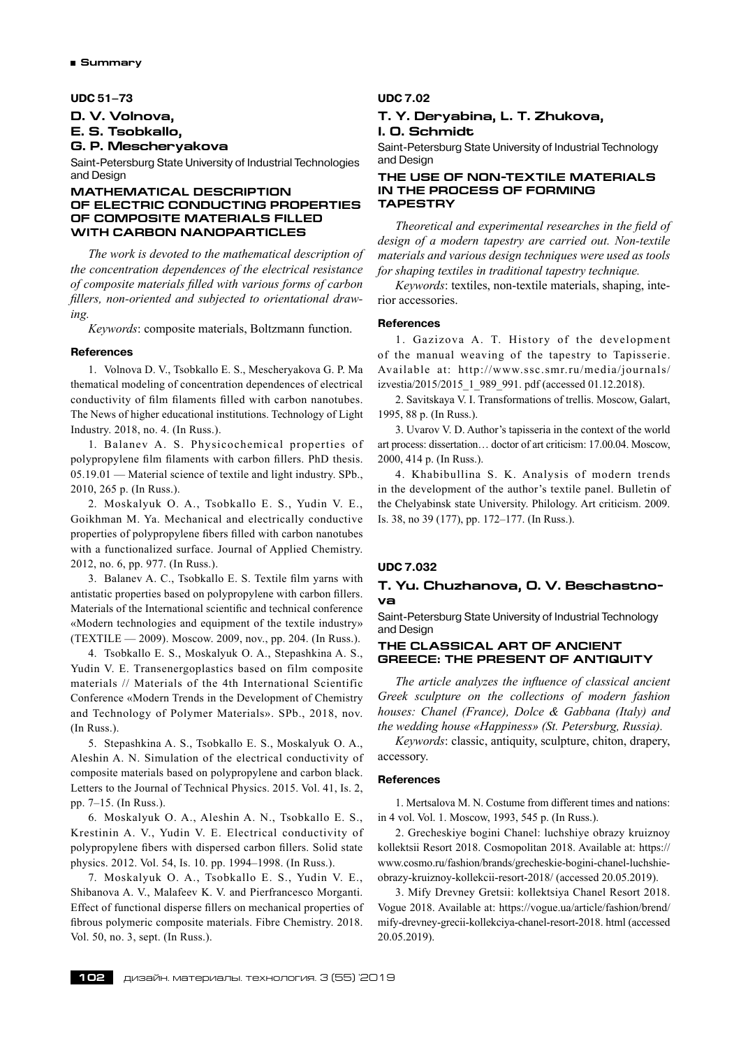## UDC 51–73

### D. V. Volnova, E. S. Tsobkallo, G. P. Mescheryakova

Saint-Petersburg State University of Industrial Technologies and Design

### MATHEMATICAL DESCRIPTION OF ELECTRIC CONDUCTING PROPERTIES OF COMPOSITE MATERIALS FILLED WITH CARBON NANOPARTICLES

*The work is devoted to the mathematical description of the concentration dependences of the electrical resistance of composite materials filled with various forms of carbon fillers, non-oriented and subjected to orientational drawing.*

*Keywords*: composite materials, Boltzmann function.

#### References

1. Volnova D. V., Tsobkallo E. S., Mescheryakova G. P. Ma thematical modeling of concentration dependences of electrical conductivity of film filaments filled with carbon nanotubes. The News of higher educational institutions. Technology of Light Industry. 2018, no. 4. (In Russ.).

1. Balanev A. S. Physicochemical properties of polypropylene film filaments with carbon fillers. PhD thesis. 05.19.01 — Material science of textile and light industry. SPb., 2010, 265 p. (In Russ.).

2. Moskalyuk O. A., Tsobkallo E. S., Yudin V. E., Goikhman M. Ya. Mechanical and electrically conductive properties of polypropylene fibers filled with carbon nanotubes with a functionalized surface. Journal of Applied Chemistry. 2012, no. 6, pp. 977. (In Russ.).

3. Balanev A. C., Tsobkallo E. S. Textile film yarns with antistatic properties based on polypropylene with carbon fillers. Materials of the International scientific and technical conference «Modern technologies and equipment of the textile industry» (TEXTILE — 2009). Moscow. 2009, nov., pp. 204. (In Russ.).

4. Tsobkallo E. S., Moskalyuk O. A., Stepashkina A. S., Yudin V. E. Transenergoplastics based on film composite materials // Materials of the 4th International Scientific Conference «Modern Trends in the Development of Chemistry and Technology of Polymer Materials». SPb., 2018, nov. (In Russ.).

5. Stepashkina A. S., Tsobkallo E. S., Moskalyuk O. A., Aleshin A. N. Simulation of the electrical conductivity of composite materials based on polypropylene and carbon black. Letters to the Journal of Technical Physics. 2015. Vol. 41, Is. 2, pp. 7–15. (In Russ.).

6. Moskalyuk O. A., Aleshin A. N., Tsobkallo E. S., Krestinin A. V., Yudin V. E. Electrical conductivity of polypropylene fibers with dispersed carbon fillers. Solid state physics. 2012. Vol. 54, Is. 10. pp. 1994–1998. (In Russ.).

7. Moskalyuk O. A., Tsobkallo E. S., Yudin V. E., Shibanova A. V., Malafeev K. V. and Pierfrancesco Morganti. Effect of functional disperse fillers on mechanical properties of fibrous polymeric composite materials. Fibre Chemistry. 2018. Vol. 50, no. 3, sept. (In Russ.).

## UDC 7.02

### T. Y. Deryabina, L. T. Zhukova, I. O. Schmidt

Saint-Petersburg State University of Industrial Technology and Design

### THE USE OF NON-TEXTILE MATERIALS IN THE PROCESS OF FORMING TAPESTRY

*Theoretical and experimental researches in the field of design of a modern tapestry are carried out. Non-textile materials and various design techniques were used as tools for shaping textiles in traditional tapestry technique.*

*Keywords*: textiles, non-textile materials, shaping, interior accessories.

#### References

1. Gazizova A. T. History of the development of the manual weaving of the tapestry to Tapisserie. Available at: http://www.ssc.smr.ru/media/journals/izvestia/2015/2015_1_989_991. pdf (accessed 01.12.2018).

2. Savitskaya V. I. Transformations of trellis. Moscow, Galart, 1995, 88 p. (In Russ.).

3. Uvarov V. D. Author's tapisseria in the context of the world art process: dissertation… doctor of art criticism: 17.00.04. Moscow, 2000, 414 p. (In Russ.).

4. Khabibullina S. K. Analysis of modern trends in the development of the author's textile panel. Bulletin of the Chelyabinsk state University. Philology. Art criticism. 2009. Is. 38, no 39 (177), pp. 172–177. (In Russ.).

## UDC 7.032

### T. Yu. Chuzhanova, O. V. Beschastnova

Saint-Petersburg State University of Industrial Technology and Design

### THE CLASSICAL ART OF ANCIENT GREECE: THE PRESENT OF ANTIQUITY

*The article analyzes the influence of classical ancient Greek sculpture on the collections of modern fashion houses: Chanel (France), Dolce & Gabbana (Italy) and the wedding house «Happiness» (St. Petersburg, Russia).*

*Keywords*: classic, antiquity, sculpture, chiton, drapery, accessory.

#### References

1. Mertsalova M. N. Costume from different times and nations: in 4 vol. Vol. 1. Moscow, 1993, 545 p. (In Russ.).

2. Grecheskiye bogini Chanel: luchshiye obrazy kruiznoy kollektsii Resort 2018. Cosmopolitan 2018. Available at: https://www.cosmo.ru/fashion/brands/grecheskie-bogini-chanel-luchshie-obrazy-kruiznoy-kollekcii-resort-2018/ (accessed 20.05.2019).

3. Mify Drevney Gretsii: kollektsiya Chanel Resort 2018. Vogue 2018. Available at: https://vogue.ua/article/fashion/brend/mify-drevney-grecii-kollekciya-chanel-resort-2018. html (accessed 20.05.2019).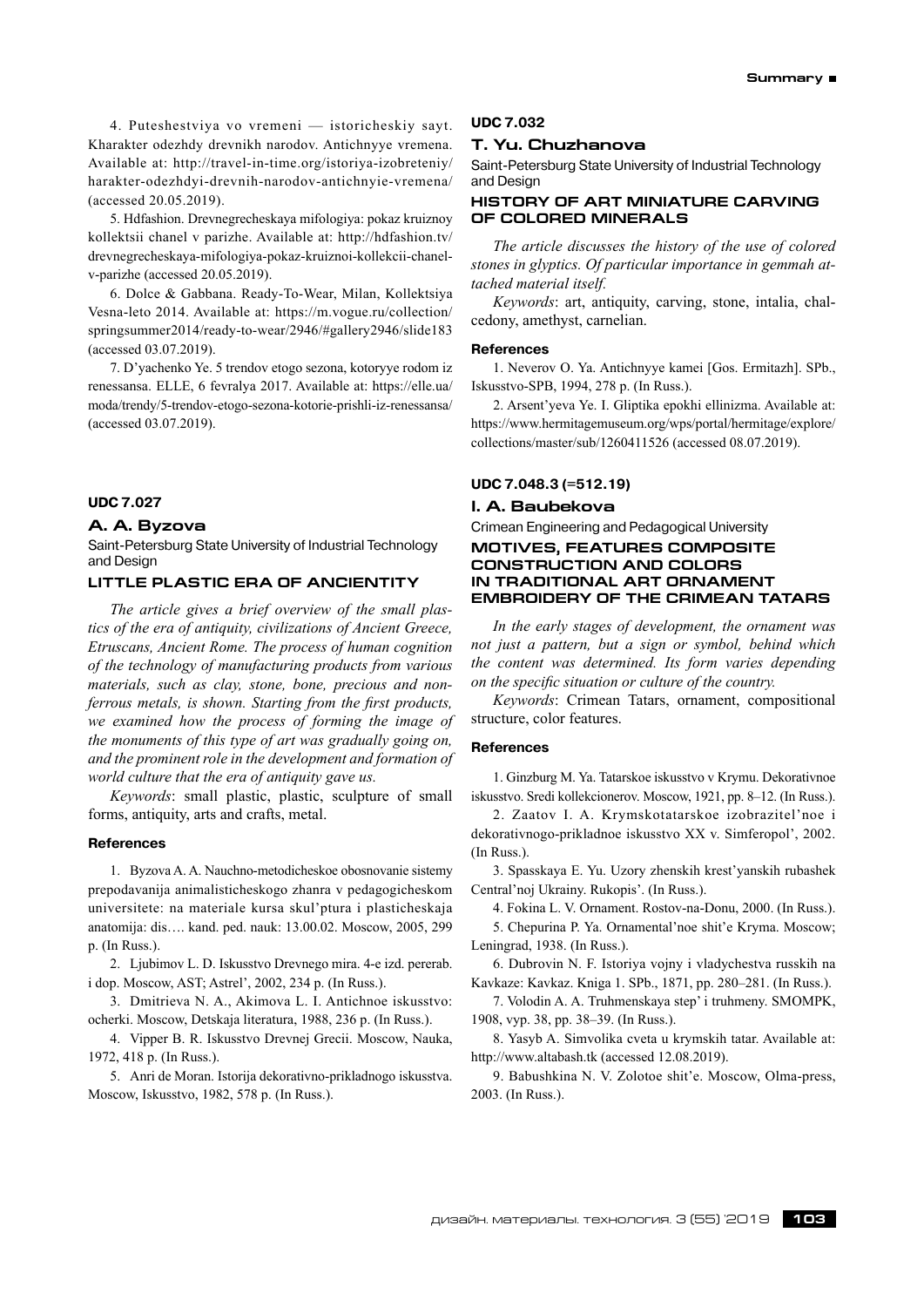4. Puteshestviya vo vremeni — istoricheskiy sayt. Kharakter odezhdy drevnikh narodov. Antichnyye vremena. Available at: http://travel-in-time.org/istoriya-izobreteniy/harakter-odezhdyi-drevnih-narodov-antichnyie-vremena/ (accessed 20.05.2019).

5. Hdfashion. Drevnegrecheskaya mifologiya: pokaz kruiznoy kollektsii chanel v parizhe. Available at: http://hdfashion.tv/drevnegrecheskaya-mifologiya-pokaz-kruiznoi-kollekcii-chanel-v-parizhe (accessed 20.05.2019).

6. Dolce & Gabbana. Ready-To-Wear, Milan, Kollektsiya Vesna-leto 2014. Available at: https://m.vogue.ru/collection/springsummer2014/ready-to-wear/2946/#gallery2946/slide183 (accessed 03.07.2019).

7. D'yachenko Ye. 5 trendov etogo sezona, kotoryye rodom iz renessansa. ELLE, 6 fevralya 2017. Available at: https://elle.ua/moda/trendy/5-trendov-etogo-sezona-kotorie-prishli-iz-renessansa/ (accessed 03.07.2019).

**UDC 7.027**

## A. A. Byzova

Saint-Petersburg State University of Industrial Technology and Design

### LITTLE PLASTIC ERA OF ANCIENTITY

*The article gives a brief overview of the small plastics of the era of antiquity, civilizations of Ancient Greece, Etruscans, Ancient Rome. The process of human cognition of the technology of manufacturing products from various materials, such as clay, stone, bone, precious and non-ferrous metals, is shown. Starting from the first products, we examined how the process of forming the image of the monuments of this type of art was gradually going on, and the prominent role in the development and formation of world culture that the era of antiquity gave us.*

*Keywords*: small plastic, plastic, sculpture of small forms, antiquity, arts and crafts, metal.

#### References

1. Byzova A. A. Nauchno-metodicheskoe obosnovanie sistemy prepodavanija animalisticheskogo zhanra v pedagogicheskom universitete: na materiale kursa skul'ptura i plasticheskaja anatomija: dis…. kand. ped. nauk: 13.00.02. Moscow, 2005, 299 p. (In Russ.).

2. Ljubimov L. D. Iskusstvo Drevnego mira. 4-e izd. pererab. i dop. Moscow, AST; Astrel', 2002, 234 p. (In Russ.).

3. Dmitrieva N. A., Akimova L. I. Antichnoe iskusstvo: ocherki. Moscow, Detskaja literatura, 1988, 236 p. (In Russ.).

4. Vipper B. R. Iskusstvo Drevnej Grecii. Moscow, Nauka, 1972, 418 p. (In Russ.).

5. Anri de Moran. Istorija dekorativno-prikladnogo iskusstva. Moscow, Iskusstvo, 1982, 578 p. (In Russ.).

**UDC 7.032**

## T. Yu. Chuzhanova

Saint-Petersburg State University of Industrial Technology and Design

### HISTORY OF ART MINIATURE CARVING OF COLORED MINERALS

*The article discusses the history of the use of colored stones in glyptics. Of particular importance in gemmah attached material itself.*

*Keywords*: art, antiquity, carving, stone, intalia, chalcedony, amethyst, carnelian.

#### References

1. Neverov O. Ya. Antichnyye kamei [Gos. Ermitazh]. SPb., Iskusstvo-SPB, 1994, 278 p. (In Russ.).

2. Arsent'yeva Ye. I. Gliptika epokhi ellinizma. Available at: https://www.hermitagemuseum.org/wps/portal/hermitage/explore/collections/master/sub/1260411526 (accessed 08.07.2019).

**UDC 7.048.3 (=512.19)**

## I. A. Baubekova

Crimean Engineering and Pedagogical University

### MOTIVES, FEATURES COMPOSITE CONSTRUCTION AND COLORS IN TRADITIONAL ART ORNAMENT EMBROIDERY OF THE CRIMEAN TATARS

*In the early stages of development, the ornament was not just a pattern, but a sign or symbol, behind which the content was determined. Its form varies depending on the specific situation or culture of the country.*

*Keywords*: Crimean Tatars, ornament, compositional structure, color features.

#### References

1. Ginzburg M. Ya. Tatarskoe iskusstvo v Krymu. Dekorativnoe iskusstvo. Sredi kollekcionerov. Moscow, 1921, pp. 8–12. (In Russ.).

2. Zaatov I. A. Krymskotatarskoe izobrazitel'noe i dekorativnogo-prikladnoe iskusstvo XX v. Simferopol', 2002. (In Russ.).

3. Spasskaya E. Yu. Uzory zhenskih krest'yanskih rubashek Central'noj Ukrainy. Rukopis'. (In Russ.).

4. Fokina L. V. Ornament. Rostov-na-Donu, 2000. (In Russ.).

5. Chepurina P. Ya. Ornamental'noe shit'e Kryma. Moscow; Leningrad, 1938. (In Russ.).

6. Dubrovin N. F. Istoriya vojny i vladychestva russkih na Kavkaze: Kavkaz. Kniga 1. SPb., 1871, pp. 280–281. (In Russ.).

7. Volodin A. A. Truhmenskaya step' i truhmeny. SMOMPK, 1908, vyp. 38, pp. 38–39. (In Russ.).

8. Yasyb A. Simvolika cveta u krymskih tatar. Available at: http://www.altabash.tk (accessed 12.08.2019).

9. Babushkina N. V. Zolotoe shit'e. Moscow, Olma-press, 2003. (In Russ.).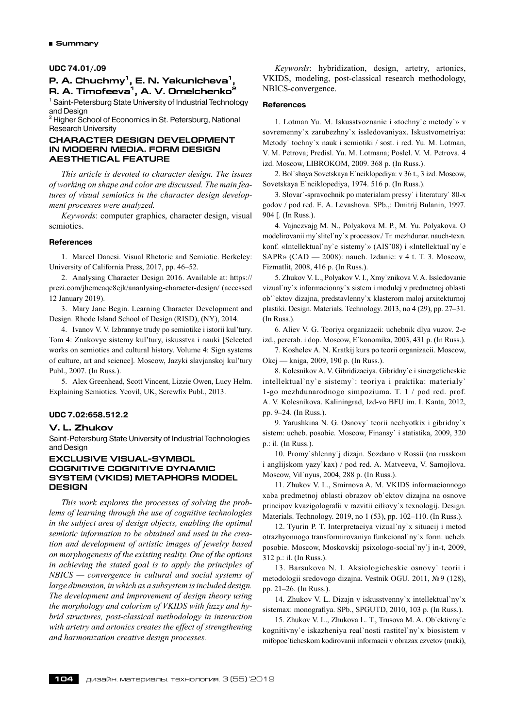## Summary

**UDC 74.01/.09**

### P. A. Chuchmy[1], E. N. Yakunicheva[1], R. A. Timofeeva[1], A. V. Omelchenko[2]

[1] Saint-Petersburg State University of Industrial Technology and Design

[2] Higher School of Economics in St. Petersburg, National Research University

### CHARACTER DESIGN DEVELOPMENT IN MODERN MEDIA. FORM DESIGN AESTHETICAL FEATURE

*This article is devoted to character design. The issues of working on shape and color are discussed. The main features of visual semiotics in the character design development processes were analyzed.*

*Keywords*: computer graphics, character design, visual semiotics.

#### References

1. Marcel Danesi. Visual Rhetoric and Semiotic. Berkeley: University of California Press, 2017, pp. 46–52.
2. Analysing Character Design 2016. Available at: https://prezi.com/jhemeaqe8ejk/ananlysing-character-design/ (accessed 12 January 2019).
3. Mary Jane Begin. Learning Character Development and Design. Rhode Island School of Design (RISD), (NY), 2014.
4. Ivanov V. V. Izbrannye trudy po semiotike i istorii kul'tury. Tom 4: Znakovye sistemy kul'tury, iskusstva i nauki [Selected works on semiotics and cultural history. Volume 4: Sign systems of culture, art and science]. Moscow, Jazyki slavjanskoj kul'tury Publ., 2007. (In Russ.).
5. Alex Greenhead, Scott Vincent, Lizzie Owen, Lucy Helm. Explaining Semiotics. Yeovil, UK, Screwfix Publ., 2013.

**UDC 7.02:658.512.2**

### V. L. Zhukov

Saint-Petersburg State University of Industrial Technologies and Design

### EXCLUSIVE VISUAL-SYMBOL COGNITIVE COGNITIVE DYNAMIC SYSTEM (VKIDS) METAPHORS MODEL DESIGN

*This work explores the processes of solving the problems of learning through the use of cognitive technologies in the subject area of design objects, enabling the optimal semiotic information to be obtained and used in the creation and development of artistic images of jewelry based on morphogenesis of the existing reality. One of the options in achieving the stated goal is to apply the principles of NBICS — convergence in cultural and social systems of large dimension, in which as a subsystem is included design. The development and improvement of design theory using the morphology and colorism of VKIDS with fuzzy and hybrid structures, post-classical methodology in interaction with artetry and artonics creates the effect of strengthening and harmonization creative design processes.*

*Keywords*: hybridization, design, artetry, artonics, VKIDS, modeling, post-classical research methodology, NBICS-convergence.

#### References

1. Lotman Yu. M. Iskusstvoznanie i «tochny`e metody`» v sovremenny`x zarubezhny`x issledovaniyax. Iskustvometriya: Metody` tochny`x nauk i semiotiki / sost. i red. Yu. M. Lotman, V. M. Petrova; Predisl. Yu. M. Lotmana; Poslel. V. M. Petrova. 4 izd. Moscow, LIBROKOM, 2009. 368 p. (In Russ.).
2. Bol`shaya Sovetskaya E`nciklopediya: v 36 t., 3 izd. Moscow, Sovetskaya E`nciklopediya, 1974. 516 p. (In Russ.).
3. Slovar`-spravochnik po materialam pressy` i literatury` 80-x godov / pod red. E. A. Levashova. SPb.,: Dmitrij Bulanin, 1997. 904 [. (In Russ.).
4. Vajnczvajg M. N., Polyakova M. P., M. Yu. Polyakova. O modelirovanii my`slitel`ny`x processov./ Tr. mezhdunar. nauch-texn. konf. «Intellektual`ny`e sistemy`» (AIS'08) i «Intellektual`ny`e SAPR» (CAD — 2008): nauch. Izdanie: v 4 t. T. 3. Moscow, Fizmatlit, 2008, 416 p. (In Russ.).
5. Zhukov V. L., Polyakov V. I., Xmy`znikova V. A. Issledovanie vizual`ny`x informacionny`x sistem i modulej v predmetnoj oblasti ob``ektov dizajna, predstavlenny`x klasterom maloj arxitekturnoj plastiki. Design. Materials. Technology. 2013, no 4 (29), pp. 27–31. (In Russ.).
6. Aliev V. G. Teoriya organizacii: uchebnik dlya vuzov. 2-e izd., pererab. i dop. Moscow, E`konomika, 2003, 431 p. (In Russ.).
7. Koshelev A. N. Kratkij kurs po teorii organizacii. Moscow, Okej — kniga, 2009, 190 p. (In Russ.).
8. Kolesnikov A. V. Gibridizaciya. Gibridny`e i sinergeticheskie intellektual`ny`e sistemy`: teoriya i praktika: materialy` 1-go mezhdunarodnogo simpoziuma. T. 1 / pod red. prof. A. V. Kolesnikova. Kaliningrad, Izd-vo BFU im. I. Kanta, 2012, pp. 9–24. (In Russ.).
9. Yarushkina N. G. Osnovy` teorii nechyotkix i gibridny`x sistem: ucheb. posobie. Moscow, Finansy` i statistika, 2009, 320 p.: il. (In Russ.).
10. Promy`shlenny`j dizajn. Sozdano v Rossii (na russkom i anglijskom yazy`kax) / pod red. A. Matveeva, V. Samojlova. Moscow, Vil`nyus, 2004, 288 p. (In Russ.).
11. Zhukov V. L., Smirnova A. M. VKIDS informacionnogo xaba predmetnoj oblasti obrazov ob`ektov dizajna na osnove principov kvazigolografii v razvitii cifrovy`x texnologij. Design. Materials. Technology. 2019, no 1 (53), pp. 102–110. (In Russ.).
12. Tyurin P. T. Interpretaciya vizual`ny`x situacij i metod otrazhyonnogo transformirovaniya funkcional`ny`x form: ucheb. posobie. Moscow, Moskovskij psixologo-social`ny`j in-t, 2009, 312 p.: il. (In Russ.).
13. Barsukova N. I. Aksiologicheskie osnovy` teorii i metodologii sredovogo dizajna. Vestnik OGU. 2011, №9 (128), pp. 21–26. (In Russ.).
14. Zhukov V. L. Dizajn v iskusstvenny`x intellektual`ny`x sistemax: monografiya. SPb., SPGUTD, 2010, 103 p. (In Russ.).
15. Zhukov V. L., Zhukova L. T., Trusova M. A. Ob`ektivny`e kognitivny`e iskazheniya real`nosti rastitel`ny`x biosistem v mifopoe`ticheskom kodirovanii informacii v obrazax czvetov (maki),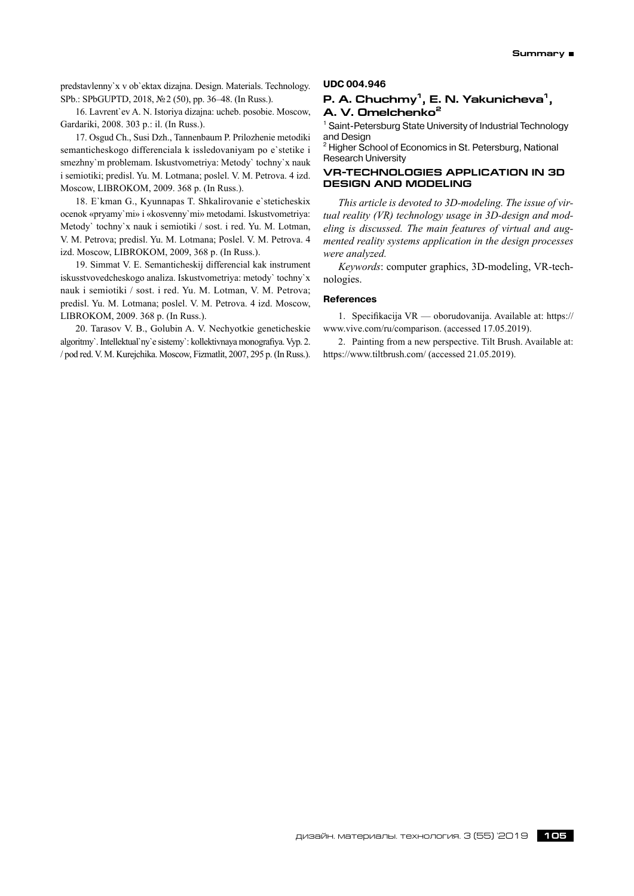predstavlenny`x v ob`ektax dizajna. Design. Materials. Technology. SPb.: SPbGUPTD, 2018, №2 (50), pp. 36–48. (In Russ.).

16. Lavrent`ev A. N. Istoriya dizajna: ucheb. posobie. Moscow, Gardariki, 2008. 303 p.: il. (In Russ.).

17. Osgud Ch., Susi Dzh., Tannenbaum P. Prilozhenie metodiki semanticheskogo differenciala k issledovaniyam po e`stetike i smezhny`m problemam. Iskustvometriya: Metody` tochny`x nauk i semiotiki; predisl. Yu. M. Lotmana; poslel. V. M. Petrova. 4 izd. Moscow, LIBROKOM, 2009. 368 p. (In Russ.).

18. E`kman G., Kyunnapas T. Shkalirovanie e`steticheskix ocenok «pryamy`mi» i «kosvenny`mi» metodami. Iskustvometriya: Metody` tochny`x nauk i semiotiki / sost. i red. Yu. M. Lotman, V. M. Petrova; predisl. Yu. M. Lotmana; Poslel. V. M. Petrova. 4 izd. Moscow, LIBROKOM, 2009, 368 p. (In Russ.).

19. Simmat V. E. Semanticheskij differencial kak instrument iskusstvovedcheskogo analiza. Iskustvometriya: metody` tochny`x nauk i semiotiki / sost. i red. Yu. M. Lotman, V. M. Petrova; predisl. Yu. M. Lotmana; poslel. V. M. Petrova. 4 izd. Moscow, LIBROKOM, 2009. 368 p. (In Russ.).

20. Tarasov V. B., Golubin A. V. Nechyotkie geneticheskie algoritmy`. Intellektual`ny`e sistemy`: kollektivnaya monografiya. Vyp. 2. / pod red. V. M. Kurejchika. Moscow, Fizmatlit, 2007, 295 p. (In Russ.).

**UDC 004.946**

## P. A. Chuchmy[1], E. N. Yakunicheva[1], A. V. Omelchenko[2]

[1] Saint-Petersburg State University of Industrial Technology and Design

[2] Higher School of Economics in St. Petersburg, National Research University

## VR-TECHNOLOGIES APPLICATION IN 3D DESIGN AND MODELING

*This article is devoted to 3D-modeling. The issue of virtual reality (VR) technology usage in 3D-design and modeling is discussed. The main features of virtual and augmented reality systems application in the design processes were analyzed.*

*Keywords*: computer graphics, 3D-modeling, VR-technologies.

### References

1. Specifikacija VR — oborudovanija. Available at: https://www.vive.com/ru/comparison. (accessed 17.05.2019).

2. Painting from a new perspective. Tilt Brush. Available at: https://www.tiltbrush.com/ (accessed 21.05.2019).